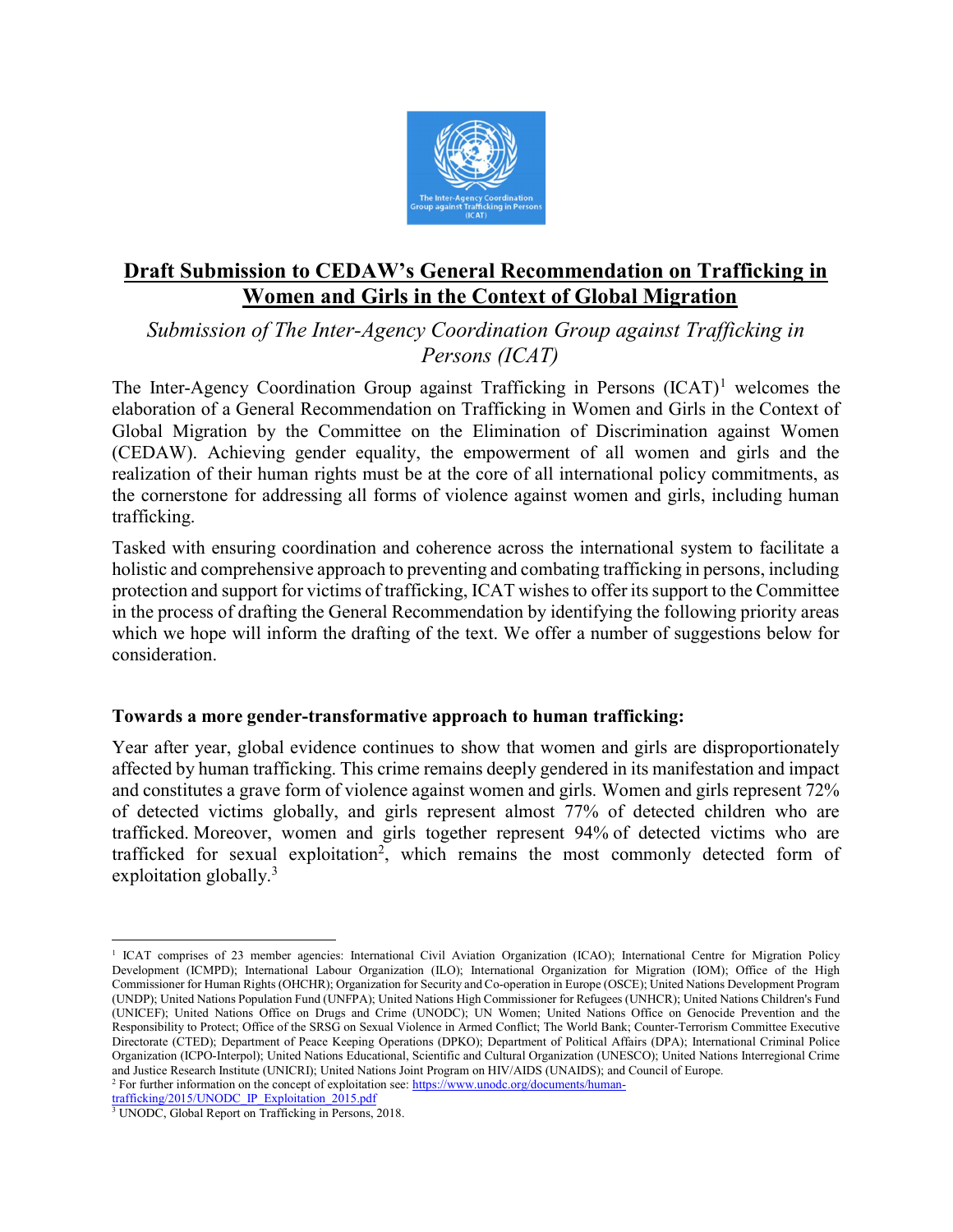# Draft Submission to CEDAW's General Recommendation on Trafficking in Women and Girls in the Context of Global Migration

*Submission of The Inter-Agency Coordination Group against Trafficking in Persons (ICAT)*

The Inter-Agency Coordination Group against Trafficking in Persons (ICAT)[1] welcomes the elaboration of a General Recommendation on Trafficking in Women and Girls in the Context of Global Migration by the Committee on the Elimination of Discrimination against Women (CEDAW). Achieving gender equality, the empowerment of all women and girls and the realization of their human rights must be at the core of all international policy commitments, as the cornerstone for addressing all forms of violence against women and girls, including human trafficking.

Tasked with ensuring coordination and coherence across the international system to facilitate a holistic and comprehensive approach to preventing and combating trafficking in persons, including protection and support for victims of trafficking, ICAT wishes to offer its support to the Committee in the process of drafting the General Recommendation by identifying the following priority areas which we hope will inform the drafting of the text. We offer a number of suggestions below for consideration.

**Towards a more gender-transformative approach to human trafficking:**

Year after year, global evidence continues to show that women and girls are disproportionately affected by human trafficking. This crime remains deeply gendered in its manifestation and impact and constitutes a grave form of violence against women and girls. Women and girls represent 72% of detected victims globally, and girls represent almost 77% of detected children who are trafficked. Moreover, women and girls together represent 94% of detected victims who are trafficked for sexual exploitation[2], which remains the most commonly detected form of exploitation globally.[3]

---

[1] ICAT comprises of 23 member agencies: International Civil Aviation Organization (ICAO); International Centre for Migration Policy Development (ICMPD); International Labour Organization (ILO); International Organization for Migration (IOM); Office of the High Commissioner for Human Rights (OHCHR); Organization for Security and Co-operation in Europe (OSCE); United Nations Development Program (UNDP); United Nations Population Fund (UNFPA); United Nations High Commissioner for Refugees (UNHCR); United Nations Children's Fund (UNICEF); United Nations Office on Drugs and Crime (UNODC); UN Women; United Nations Office on Genocide Prevention and the Responsibility to Protect; Office of the SRSG on Sexual Violence in Armed Conflict; The World Bank; Counter-Terrorism Committee Executive Directorate (CTED); Department of Peace Keeping Operations (DPKO); Department of Political Affairs (DPA); International Criminal Police Organization (ICPO-Interpol); United Nations Educational, Scientific and Cultural Organization (UNESCO); United Nations Interregional Crime and Justice Research Institute (UNICRI); United Nations Joint Program on HIV/AIDS (UNAIDS); and Council of Europe.

[2] For further information on the concept of exploitation see: https://www.unodc.org/documents/human-trafficking/2015/UNODC_IP_Exploitation_2015.pdf

[3] UNODC, Global Report on Trafficking in Persons, 2018.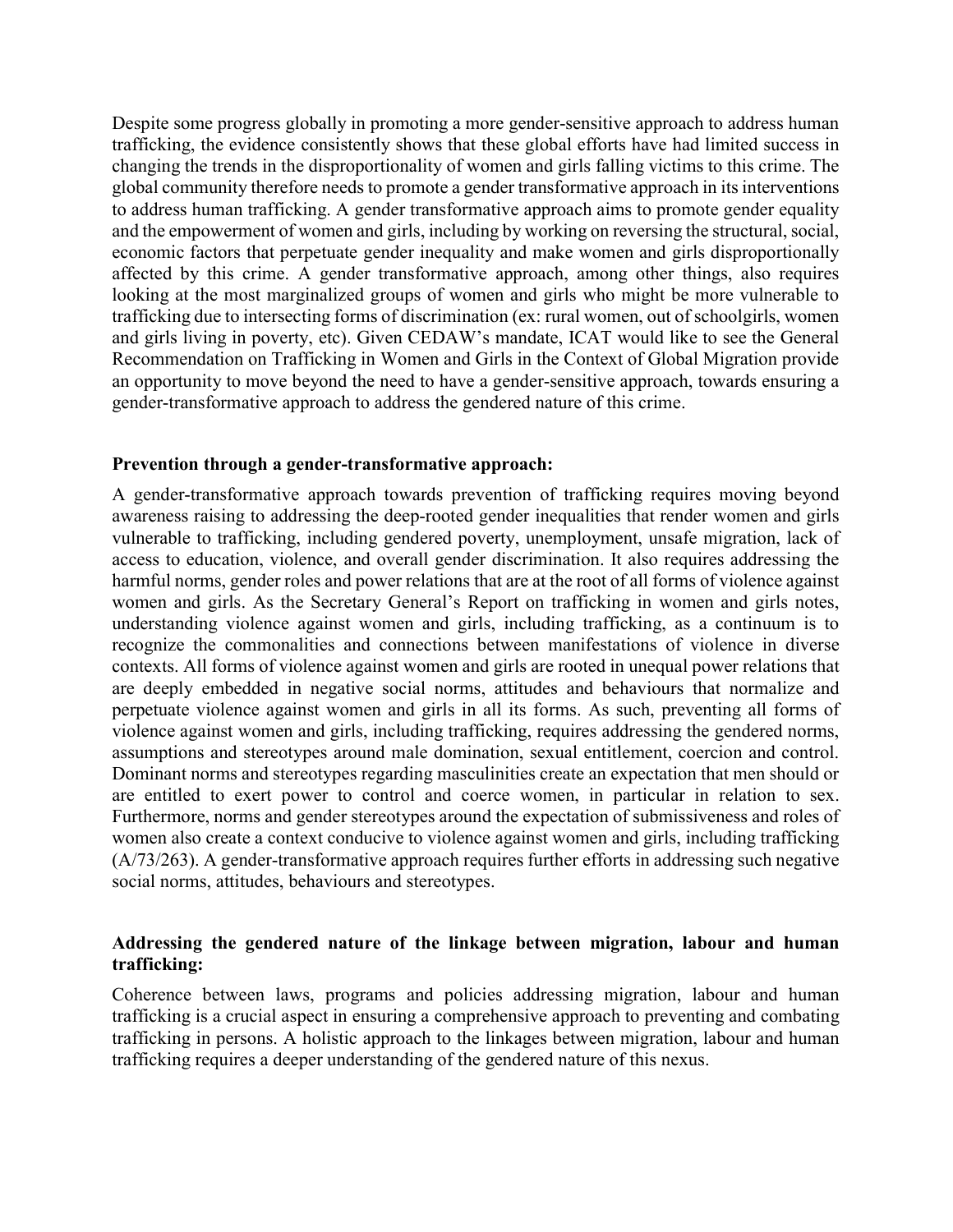Despite some progress globally in promoting a more gender-sensitive approach to address human trafficking, the evidence consistently shows that these global efforts have had limited success in changing the trends in the disproportionality of women and girls falling victims to this crime. The global community therefore needs to promote a gender transformative approach in its interventions to address human trafficking. A gender transformative approach aims to promote gender equality and the empowerment of women and girls, including by working on reversing the structural, social, economic factors that perpetuate gender inequality and make women and girls disproportionally affected by this crime. A gender transformative approach, among other things, also requires looking at the most marginalized groups of women and girls who might be more vulnerable to trafficking due to intersecting forms of discrimination (ex: rural women, out of schoolgirls, women and girls living in poverty, etc). Given CEDAW's mandate, ICAT would like to see the General Recommendation on Trafficking in Women and Girls in the Context of Global Migration provide an opportunity to move beyond the need to have a gender-sensitive approach, towards ensuring a gender-transformative approach to address the gendered nature of this crime.

**Prevention through a gender-transformative approach:**

A gender-transformative approach towards prevention of trafficking requires moving beyond awareness raising to addressing the deep-rooted gender inequalities that render women and girls vulnerable to trafficking, including gendered poverty, unemployment, unsafe migration, lack of access to education, violence, and overall gender discrimination. It also requires addressing the harmful norms, gender roles and power relations that are at the root of all forms of violence against women and girls. As the Secretary General's Report on trafficking in women and girls notes, understanding violence against women and girls, including trafficking, as a continuum is to recognize the commonalities and connections between manifestations of violence in diverse contexts. All forms of violence against women and girls are rooted in unequal power relations that are deeply embedded in negative social norms, attitudes and behaviours that normalize and perpetuate violence against women and girls in all its forms. As such, preventing all forms of violence against women and girls, including trafficking, requires addressing the gendered norms, assumptions and stereotypes around male domination, sexual entitlement, coercion and control. Dominant norms and stereotypes regarding masculinities create an expectation that men should or are entitled to exert power to control and coerce women, in particular in relation to sex. Furthermore, norms and gender stereotypes around the expectation of submissiveness and roles of women also create a context conducive to violence against women and girls, including trafficking (A/73/263). A gender-transformative approach requires further efforts in addressing such negative social norms, attitudes, behaviours and stereotypes.

**Addressing the gendered nature of the linkage between migration, labour and human trafficking:**

Coherence between laws, programs and policies addressing migration, labour and human trafficking is a crucial aspect in ensuring a comprehensive approach to preventing and combating trafficking in persons. A holistic approach to the linkages between migration, labour and human trafficking requires a deeper understanding of the gendered nature of this nexus.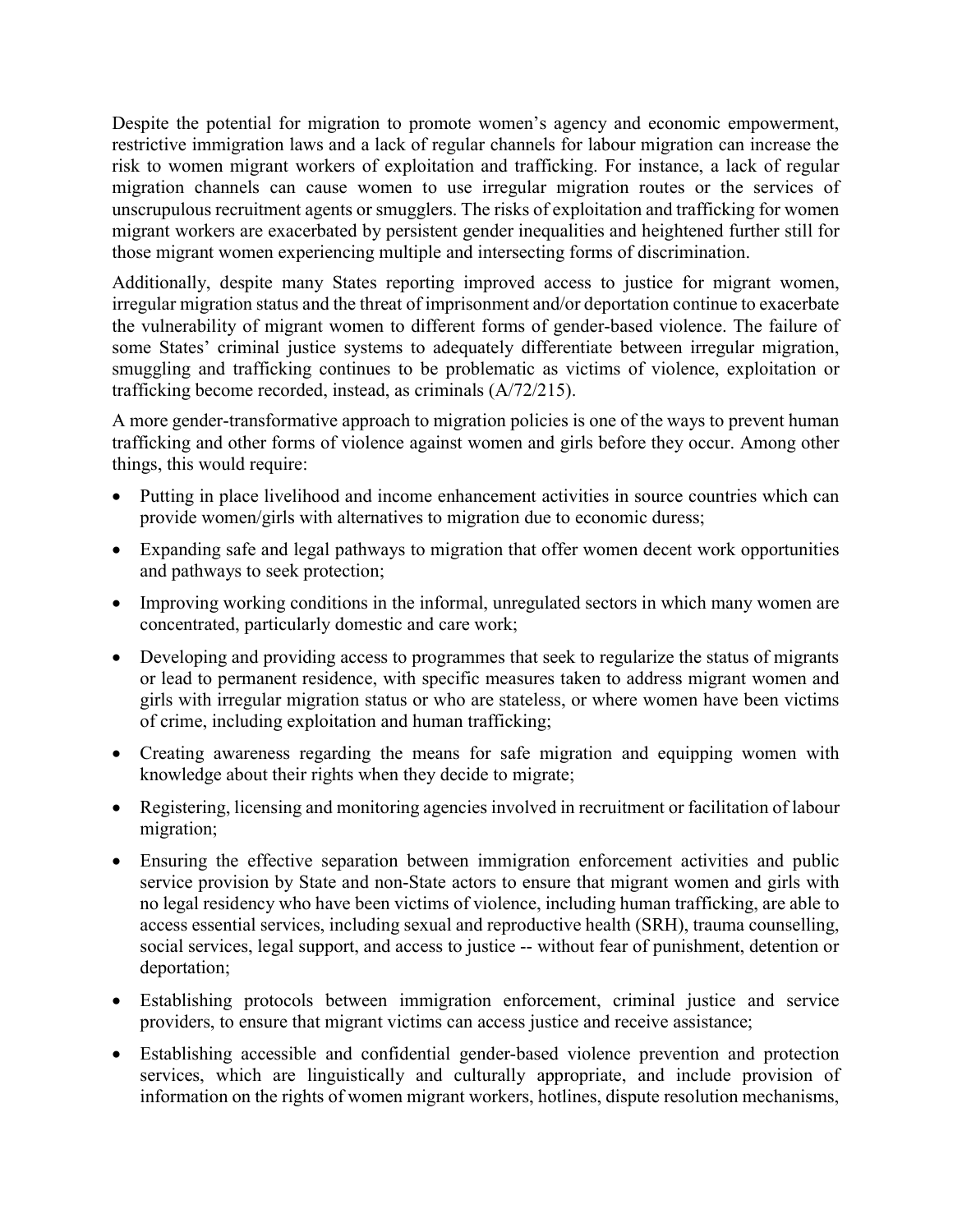Despite the potential for migration to promote women's agency and economic empowerment, restrictive immigration laws and a lack of regular channels for labour migration can increase the risk to women migrant workers of exploitation and trafficking. For instance, a lack of regular migration channels can cause women to use irregular migration routes or the services of unscrupulous recruitment agents or smugglers. The risks of exploitation and trafficking for women migrant workers are exacerbated by persistent gender inequalities and heightened further still for those migrant women experiencing multiple and intersecting forms of discrimination.

Additionally, despite many States reporting improved access to justice for migrant women, irregular migration status and the threat of imprisonment and/or deportation continue to exacerbate the vulnerability of migrant women to different forms of gender-based violence. The failure of some States' criminal justice systems to adequately differentiate between irregular migration, smuggling and trafficking continues to be problematic as victims of violence, exploitation or trafficking become recorded, instead, as criminals (A/72/215).

A more gender-transformative approach to migration policies is one of the ways to prevent human trafficking and other forms of violence against women and girls before they occur. Among other things, this would require:

- Putting in place livelihood and income enhancement activities in source countries which can provide women/girls with alternatives to migration due to economic duress;
- Expanding safe and legal pathways to migration that offer women decent work opportunities and pathways to seek protection;
- Improving working conditions in the informal, unregulated sectors in which many women are concentrated, particularly domestic and care work;
- Developing and providing access to programmes that seek to regularize the status of migrants or lead to permanent residence, with specific measures taken to address migrant women and girls with irregular migration status or who are stateless, or where women have been victims of crime, including exploitation and human trafficking;
- Creating awareness regarding the means for safe migration and equipping women with knowledge about their rights when they decide to migrate;
- Registering, licensing and monitoring agencies involved in recruitment or facilitation of labour migration;
- Ensuring the effective separation between immigration enforcement activities and public service provision by State and non-State actors to ensure that migrant women and girls with no legal residency who have been victims of violence, including human trafficking, are able to access essential services, including sexual and reproductive health (SRH), trauma counselling, social services, legal support, and access to justice -- without fear of punishment, detention or deportation;
- Establishing protocols between immigration enforcement, criminal justice and service providers, to ensure that migrant victims can access justice and receive assistance;
- Establishing accessible and confidential gender-based violence prevention and protection services, which are linguistically and culturally appropriate, and include provision of information on the rights of women migrant workers, hotlines, dispute resolution mechanisms,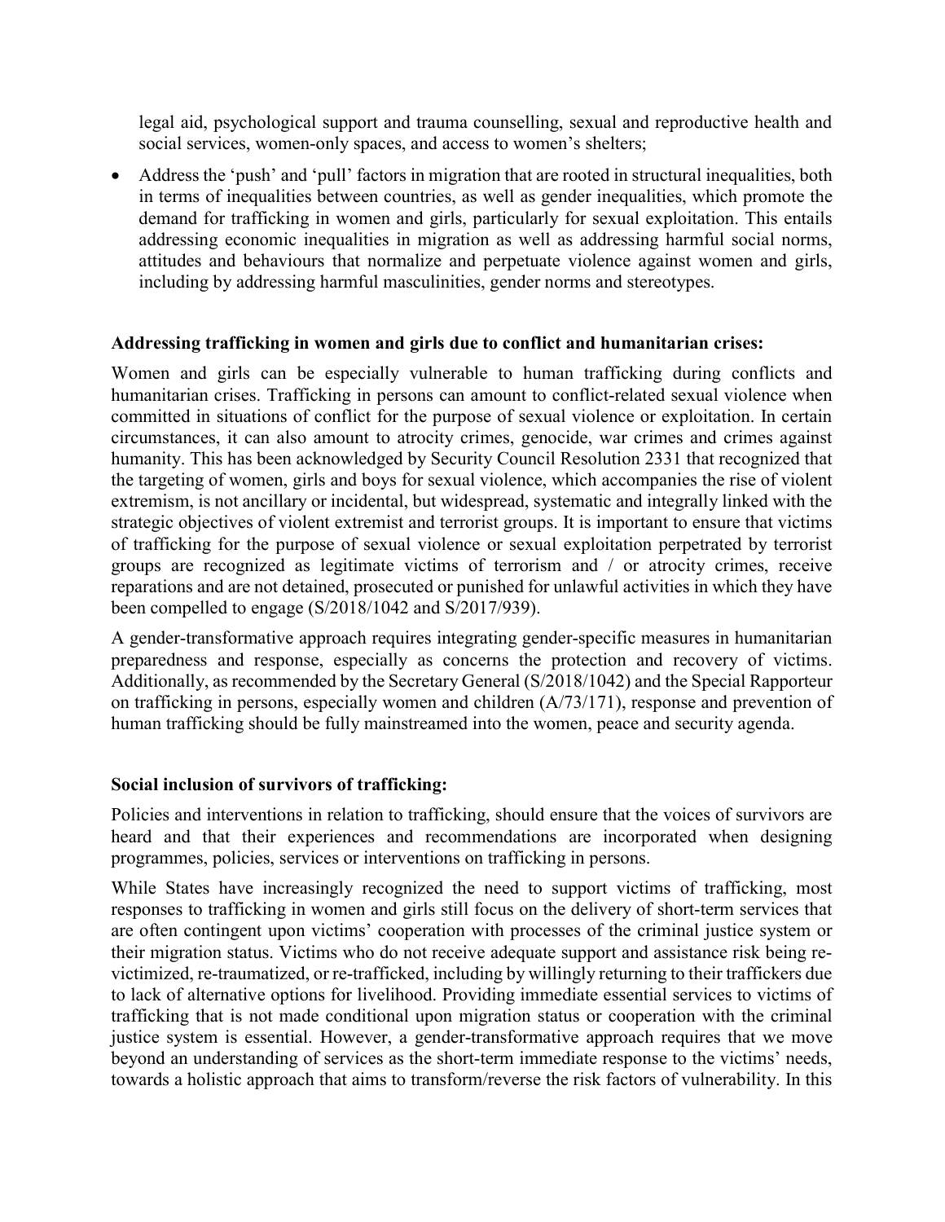legal aid, psychological support and trauma counselling, sexual and reproductive health and social services, women-only spaces, and access to women's shelters;

- Address the 'push' and 'pull' factors in migration that are rooted in structural inequalities, both in terms of inequalities between countries, as well as gender inequalities, which promote the demand for trafficking in women and girls, particularly for sexual exploitation. This entails addressing economic inequalities in migration as well as addressing harmful social norms, attitudes and behaviours that normalize and perpetuate violence against women and girls, including by addressing harmful masculinities, gender norms and stereotypes.

**Addressing trafficking in women and girls due to conflict and humanitarian crises:**

Women and girls can be especially vulnerable to human trafficking during conflicts and humanitarian crises. Trafficking in persons can amount to conflict-related sexual violence when committed in situations of conflict for the purpose of sexual violence or exploitation. In certain circumstances, it can also amount to atrocity crimes, genocide, war crimes and crimes against humanity. This has been acknowledged by Security Council Resolution 2331 that recognized that the targeting of women, girls and boys for sexual violence, which accompanies the rise of violent extremism, is not ancillary or incidental, but widespread, systematic and integrally linked with the strategic objectives of violent extremist and terrorist groups. It is important to ensure that victims of trafficking for the purpose of sexual violence or sexual exploitation perpetrated by terrorist groups are recognized as legitimate victims of terrorism and / or atrocity crimes, receive reparations and are not detained, prosecuted or punished for unlawful activities in which they have been compelled to engage (S/2018/1042 and S/2017/939).

A gender-transformative approach requires integrating gender-specific measures in humanitarian preparedness and response, especially as concerns the protection and recovery of victims. Additionally, as recommended by the Secretary General (S/2018/1042) and the Special Rapporteur on trafficking in persons, especially women and children (A/73/171), response and prevention of human trafficking should be fully mainstreamed into the women, peace and security agenda.

**Social inclusion of survivors of trafficking:**

Policies and interventions in relation to trafficking, should ensure that the voices of survivors are heard and that their experiences and recommendations are incorporated when designing programmes, policies, services or interventions on trafficking in persons.

While States have increasingly recognized the need to support victims of trafficking, most responses to trafficking in women and girls still focus on the delivery of short-term services that are often contingent upon victims' cooperation with processes of the criminal justice system or their migration status. Victims who do not receive adequate support and assistance risk being re-victimized, re-traumatized, or re-trafficked, including by willingly returning to their traffickers due to lack of alternative options for livelihood. Providing immediate essential services to victims of trafficking that is not made conditional upon migration status or cooperation with the criminal justice system is essential. However, a gender-transformative approach requires that we move beyond an understanding of services as the short-term immediate response to the victims' needs, towards a holistic approach that aims to transform/reverse the risk factors of vulnerability. In this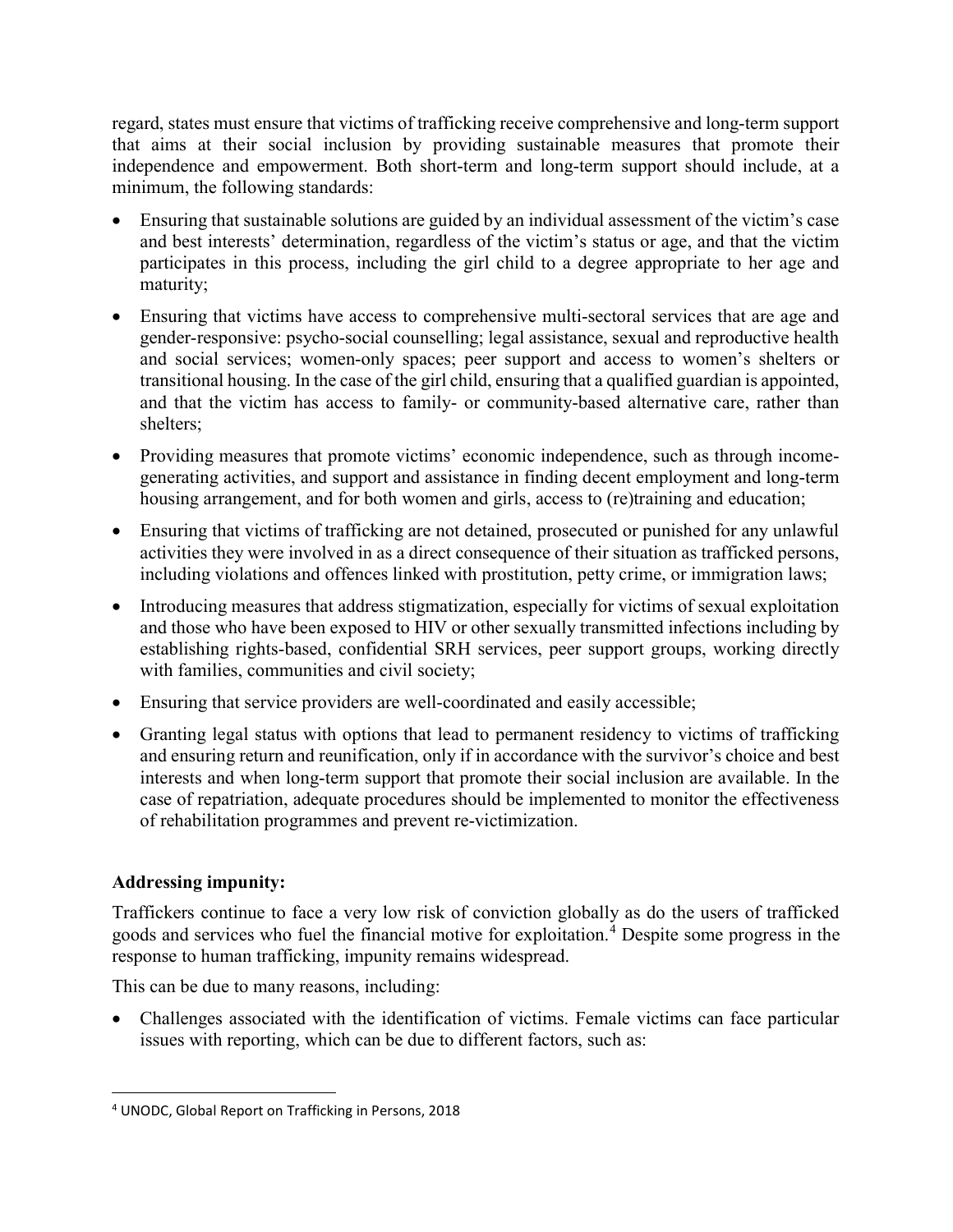regard, states must ensure that victims of trafficking receive comprehensive and long-term support that aims at their social inclusion by providing sustainable measures that promote their independence and empowerment. Both short-term and long-term support should include, at a minimum, the following standards:

- Ensuring that sustainable solutions are guided by an individual assessment of the victim's case and best interests' determination, regardless of the victim's status or age, and that the victim participates in this process, including the girl child to a degree appropriate to her age and maturity;
- Ensuring that victims have access to comprehensive multi-sectoral services that are age and gender-responsive: psycho-social counselling; legal assistance, sexual and reproductive health and social services; women-only spaces; peer support and access to women's shelters or transitional housing. In the case of the girl child, ensuring that a qualified guardian is appointed, and that the victim has access to family- or community-based alternative care, rather than shelters;
- Providing measures that promote victims' economic independence, such as through income-generating activities, and support and assistance in finding decent employment and long-term housing arrangement, and for both women and girls, access to (re)training and education;
- Ensuring that victims of trafficking are not detained, prosecuted or punished for any unlawful activities they were involved in as a direct consequence of their situation as trafficked persons, including violations and offences linked with prostitution, petty crime, or immigration laws;
- Introducing measures that address stigmatization, especially for victims of sexual exploitation and those who have been exposed to HIV or other sexually transmitted infections including by establishing rights-based, confidential SRH services, peer support groups, working directly with families, communities and civil society;
- Ensuring that service providers are well-coordinated and easily accessible;
- Granting legal status with options that lead to permanent residency to victims of trafficking and ensuring return and reunification, only if in accordance with the survivor's choice and best interests and when long-term support that promote their social inclusion are available. In the case of repatriation, adequate procedures should be implemented to monitor the effectiveness of rehabilitation programmes and prevent re-victimization.

**Addressing impunity:**

Traffickers continue to face a very low risk of conviction globally as do the users of trafficked goods and services who fuel the financial motive for exploitation.[4] Despite some progress in the response to human trafficking, impunity remains widespread.

This can be due to many reasons, including:

- Challenges associated with the identification of victims. Female victims can face particular issues with reporting, which can be due to different factors, such as:

---

[4] UNODC, Global Report on Trafficking in Persons, 2018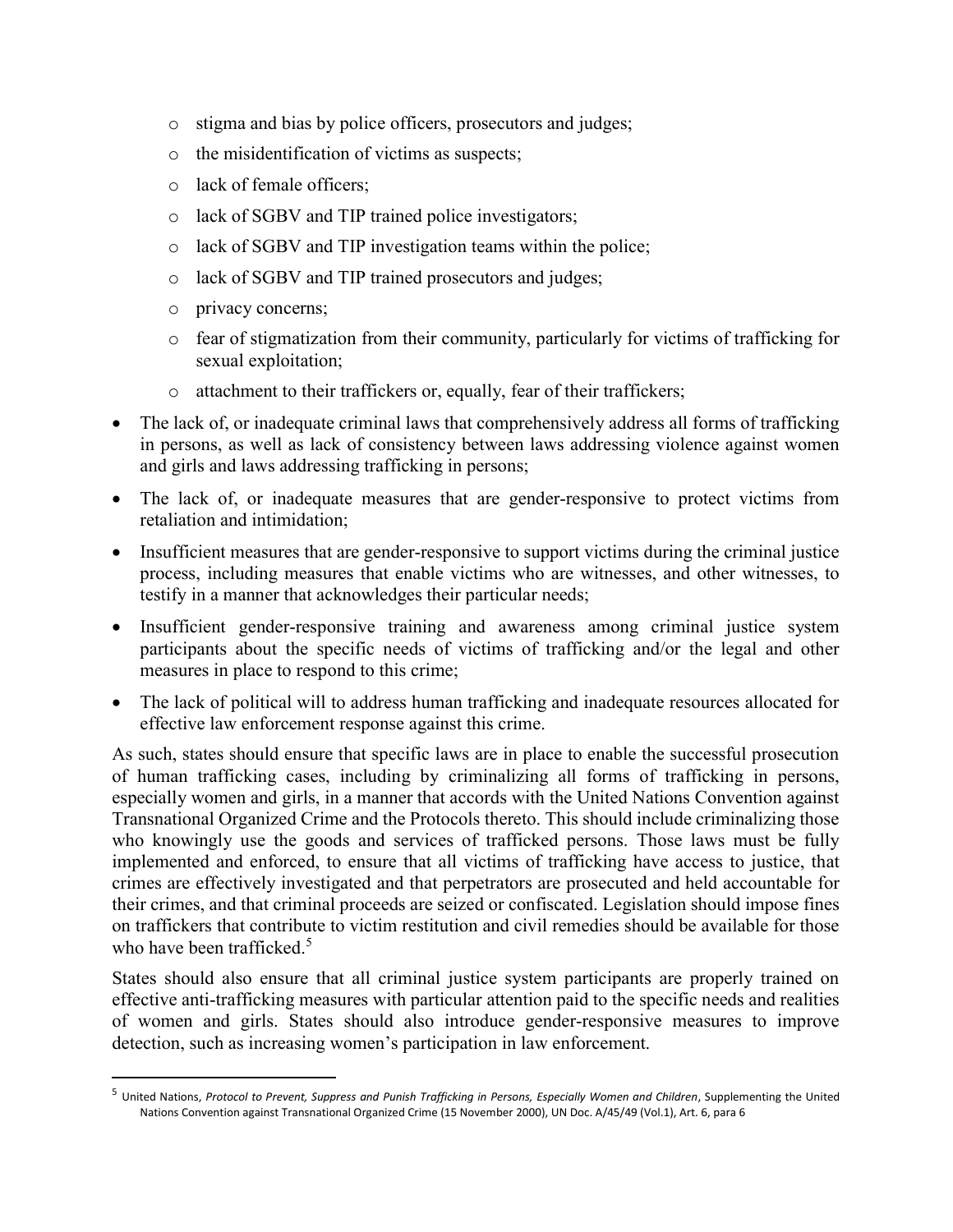- stigma and bias by police officers, prosecutors and judges;
  - the misidentification of victims as suspects;
  - lack of female officers;
  - lack of SGBV and TIP trained police investigators;
  - lack of SGBV and TIP investigation teams within the police;
  - lack of SGBV and TIP trained prosecutors and judges;
  - privacy concerns;
  - fear of stigmatization from their community, particularly for victims of trafficking for sexual exploitation;
  - attachment to their traffickers or, equally, fear of their traffickers;
- The lack of, or inadequate criminal laws that comprehensively address all forms of trafficking in persons, as well as lack of consistency between laws addressing violence against women and girls and laws addressing trafficking in persons;
- The lack of, or inadequate measures that are gender-responsive to protect victims from retaliation and intimidation;
- Insufficient measures that are gender-responsive to support victims during the criminal justice process, including measures that enable victims who are witnesses, and other witnesses, to testify in a manner that acknowledges their particular needs;
- Insufficient gender-responsive training and awareness among criminal justice system participants about the specific needs of victims of trafficking and/or the legal and other measures in place to respond to this crime;
- The lack of political will to address human trafficking and inadequate resources allocated for effective law enforcement response against this crime.

As such, states should ensure that specific laws are in place to enable the successful prosecution of human trafficking cases, including by criminalizing all forms of trafficking in persons, especially women and girls, in a manner that accords with the United Nations Convention against Transnational Organized Crime and the Protocols thereto. This should include criminalizing those who knowingly use the goods and services of trafficked persons. Those laws must be fully implemented and enforced, to ensure that all victims of trafficking have access to justice, that crimes are effectively investigated and that perpetrators are prosecuted and held accountable for their crimes, and that criminal proceeds are seized or confiscated. Legislation should impose fines on traffickers that contribute to victim restitution and civil remedies should be available for those who have been trafficked.[5]

States should also ensure that all criminal justice system participants are properly trained on effective anti-trafficking measures with particular attention paid to the specific needs and realities of women and girls. States should also introduce gender-responsive measures to improve detection, such as increasing women's participation in law enforcement.

---

[5] United Nations, *Protocol to Prevent, Suppress and Punish Trafficking in Persons, Especially Women and Children*, Supplementing the United Nations Convention against Transnational Organized Crime (15 November 2000), UN Doc. A/45/49 (Vol.1), Art. 6, para 6